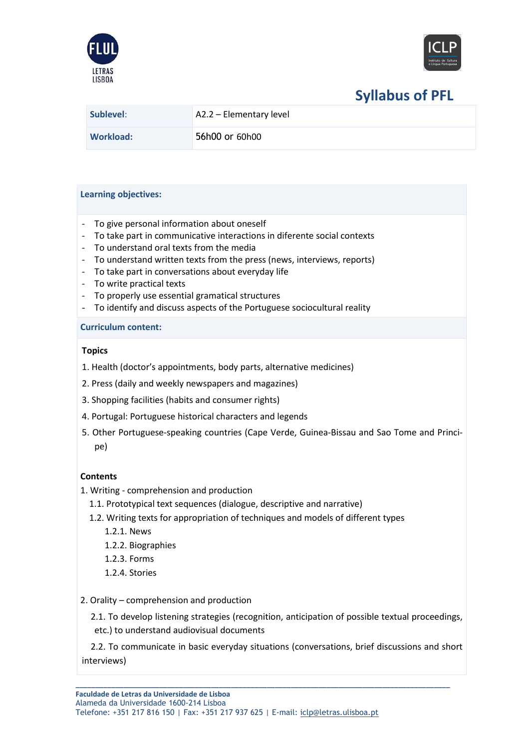# Syllabus of PFL

| **Sublevel**: | A2.2 – Elementary level |
|---|---|
| **Workload:** | 56h00 or 60h00 |

## Learning objectives:

- To give personal information about oneself
- To take part in communicative interactions in diferente social contexts
- To understand oral texts from the media
- To understand written texts from the press (news, interviews, reports)
- To take part in conversations about everyday life
- To write practical texts
- To properly use essential gramatical structures
- To identify and discuss aspects of the Portuguese sociocultural reality

## Curriculum content:

### Topics

1. Health (doctor's appointments, body parts, alternative medicines)
2. Press (daily and weekly newspapers and magazines)
3. Shopping facilities (habits and consumer rights)
4. Portugal: Portuguese historical characters and legends
5. Other Portuguese-speaking countries (Cape Verde, Guinea-Bissau and Sao Tome and Principe)

### Contents

1. Writing - comprehension and production
   - 1.1. Prototypical text sequences (dialogue, descriptive and narrative)
   - 1.2. Writing texts for appropriation of techniques and models of different types
     - 1.2.1. News
     - 1.2.2. Biographies
     - 1.2.3. Forms
     - 1.2.4. Stories

2. Orality – comprehension and production
   - 2.1. To develop listening strategies (recognition, anticipation of possible textual proceedings, etc.) to understand audiovisual documents
   - 2.2. To communicate in basic everyday situations (conversations, brief discussions and short interviews)

**Faculdade de Letras da Universidade de Lisboa**
Alameda da Universidade 1600-214 Lisboa
Telefone: +351 217 816 150 | Fax: +351 217 937 625 | E-mail: iclp@letras.ulisboa.pt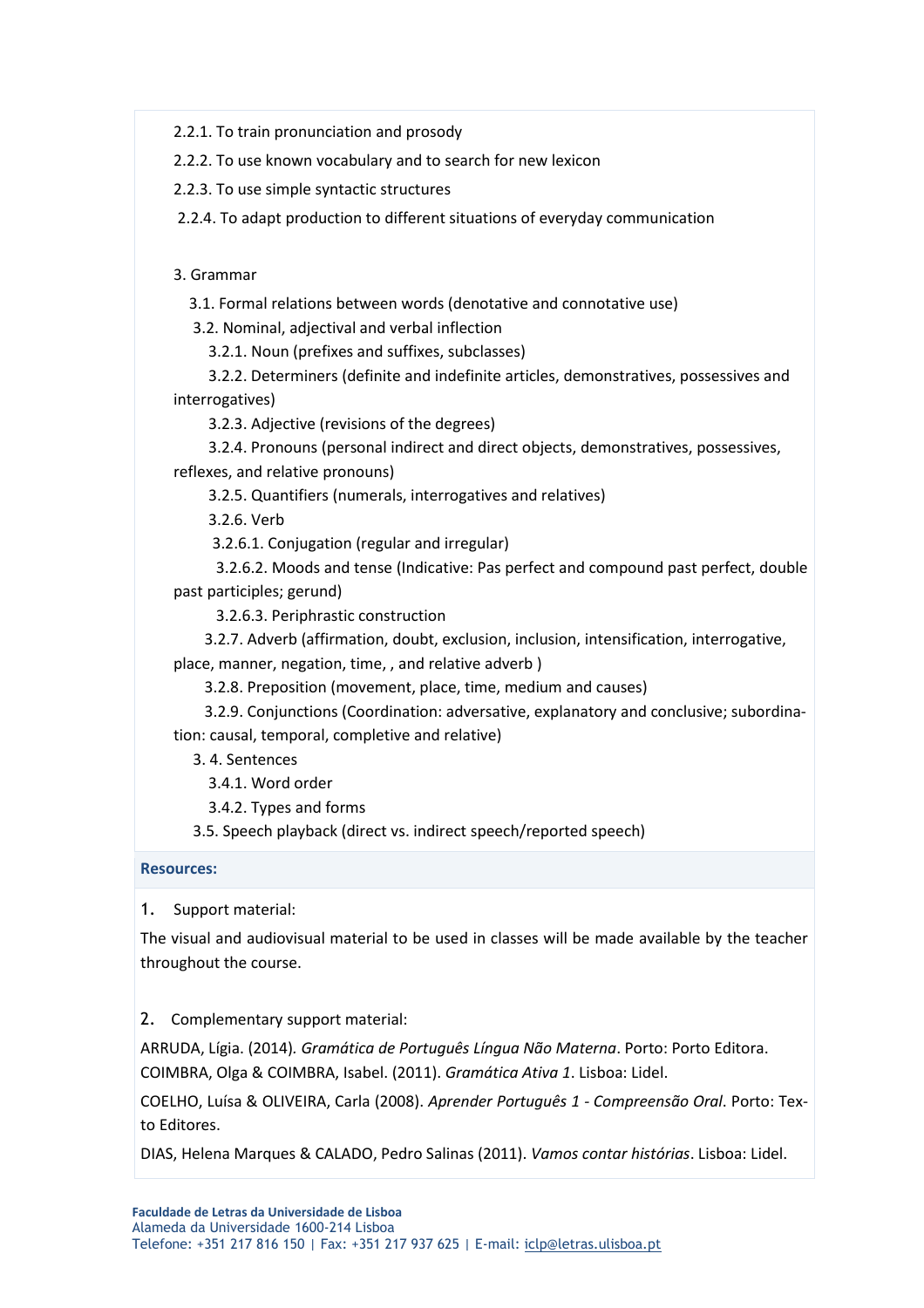2.2.1. To train pronunciation and prosody

2.2.2. To use known vocabulary and to search for new lexicon

2.2.3. To use simple syntactic structures

2.2.4. To adapt production to different situations of everyday communication

3. Grammar

3.1. Formal relations between words (denotative and connotative use)

3.2. Nominal, adjectival and verbal inflection

3.2.1. Noun (prefixes and suffixes, subclasses)

3.2.2. Determiners (definite and indefinite articles, demonstratives, possessives and interrogatives)

3.2.3. Adjective (revisions of the degrees)

3.2.4. Pronouns (personal indirect and direct objects, demonstratives, possessives, reflexes, and relative pronouns)

3.2.5. Quantifiers (numerals, interrogatives and relatives)

3.2.6. Verb

3.2.6.1. Conjugation (regular and irregular)

3.2.6.2. Moods and tense (Indicative: Pas perfect and compound past perfect, double past participles; gerund)

3.2.6.3. Periphrastic construction

3.2.7. Adverb (affirmation, doubt, exclusion, inclusion, intensification, interrogative, place, manner, negation, time, , and relative adverb )

3.2.8. Preposition (movement, place, time, medium and causes)

3.2.9. Conjunctions (Coordination: adversative, explanatory and conclusive; subordination: causal, temporal, completive and relative)

3. 4. Sentences

3.4.1. Word order

3.4.2. Types and forms

3.5. Speech playback (direct vs. indirect speech/reported speech)

**Resources:**

1. Support material:

The visual and audiovisual material to be used in classes will be made available by the teacher throughout the course.

2. Complementary support material:

ARRUDA, Lígia. (2014). *Gramática de Português Língua Não Materna*. Porto: Porto Editora.

COIMBRA, Olga & COIMBRA, Isabel. (2011). *Gramática Ativa 1*. Lisboa: Lidel.

COELHO, Luísa & OLIVEIRA, Carla (2008). *Aprender Português 1 - Compreensão Oral*. Porto: Texto Editores.

DIAS, Helena Marques & CALADO, Pedro Salinas (2011). *Vamos contar histórias*. Lisboa: Lidel.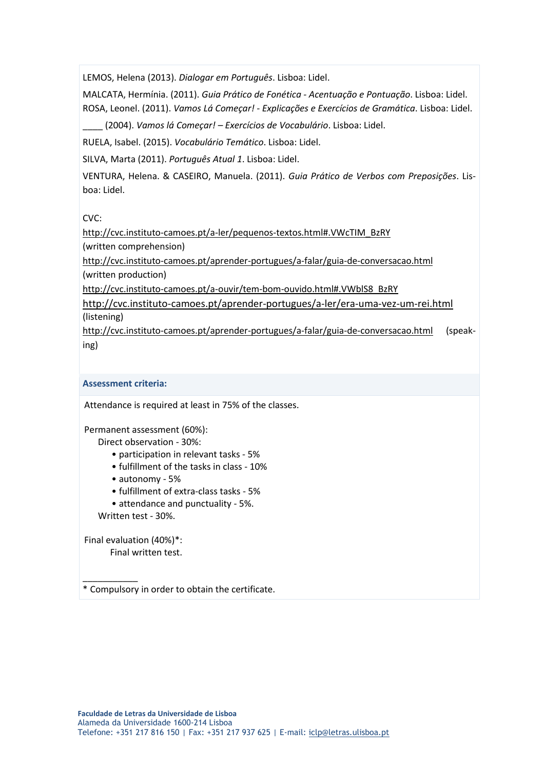LEMOS, Helena (2013). *Dialogar em Português*. Lisboa: Lidel.

MALCATA, Hermínia. (2011). *Guia Prático de Fonética - Acentuação e Pontuação*. Lisboa: Lidel.
ROSA, Leonel. (2011). *Vamos Lá Começar! - Explicações e Exercícios de Gramática*. Lisboa: Lidel.

____ (2004). *Vamos lá Começar! – Exercícios de Vocabulário*. Lisboa: Lidel.

RUELA, Isabel. (2015). *Vocabulário Temático*. Lisboa: Lidel.

SILVA, Marta (2011). *Português Atual 1*. Lisboa: Lidel.

VENTURA, Helena. & CASEIRO, Manuela. (2011). *Guia Prático de Verbos com Preposições*. Lisboa: Lidel.

CVC:
http://cvc.instituto-camoes.pt/a-ler/pequenos-textos.html#.VWcTIM_BzRY
(written comprehension)
http://cvc.instituto-camoes.pt/aprender-portugues/a-falar/guia-de-conversacao.html
(written production)
http://cvc.instituto-camoes.pt/a-ouvir/tem-bom-ouvido.html#.VWblS8_BzRY
http://cvc.instituto-camoes.pt/aprender-portugues/a-ler/era-uma-vez-um-rei.html
(listening)
http://cvc.instituto-camoes.pt/aprender-portugues/a-falar/guia-de-conversacao.html (speaking)

**Assessment criteria:**

Attendance is required at least in 75% of the classes.

Permanent assessment (60%):
- Direct observation - 30%:
  - participation in relevant tasks - 5%
  - fulfillment of the tasks in class - 10%
  - autonomy - 5%
  - fulfillment of extra-class tasks - 5%
  - attendance and punctuality - 5%.
- Written test - 30%.

Final evaluation (40%)*:
- Final written test.

___________
* Compulsory in order to obtain the certificate.

**Faculdade de Letras da Universidade de Lisboa**
Alameda da Universidade 1600-214 Lisboa
Telefone: +351 217 816 150 | Fax: +351 217 937 625 | E-mail: iclp@letras.ulisboa.pt